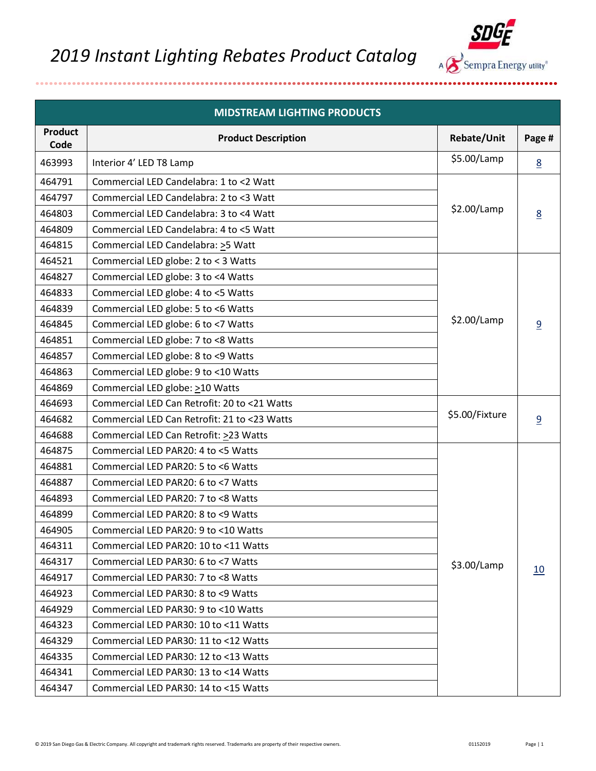# 2019 Instant Lighting Rebates Product Catalog

| MIDSTREAM LIGHTING PRODUCTS | | | |
|---|---|---|---|
| **Product Code** | **Product Description** | **Rebate/Unit** | **Page #** |
| 463993 | Interior 4' LED T8 Lamp | $5.00/Lamp | 8 |
| 464791 | Commercial LED Candelabra: 1 to <2 Watt | $2.00/Lamp | 8 |
| 464797 | Commercial LED Candelabra: 2 to <3 Watt | | |
| 464803 | Commercial LED Candelabra: 3 to <4 Watt | | |
| 464809 | Commercial LED Candelabra: 4 to <5 Watt | | |
| 464815 | Commercial LED Candelabra: ≥5 Watt | | |
| 464521 | Commercial LED globe: 2 to < 3 Watts | $2.00/Lamp | 9 |
| 464827 | Commercial LED globe: 3 to <4 Watts | | |
| 464833 | Commercial LED globe: 4 to <5 Watts | | |
| 464839 | Commercial LED globe: 5 to <6 Watts | | |
| 464845 | Commercial LED globe: 6 to <7 Watts | | |
| 464851 | Commercial LED globe: 7 to <8 Watts | | |
| 464857 | Commercial LED globe: 8 to <9 Watts | | |
| 464863 | Commercial LED globe: 9 to <10 Watts | | |
| 464869 | Commercial LED globe: ≥10 Watts | | |
| 464693 | Commercial LED Can Retrofit: 20 to <21 Watts | $5.00/Fixture | 9 |
| 464682 | Commercial LED Can Retrofit: 21 to <23 Watts | | |
| 464688 | Commercial LED Can Retrofit: ≥23 Watts | | |
| 464875 | Commercial LED PAR20: 4 to <5 Watts | $3.00/Lamp | 10 |
| 464881 | Commercial LED PAR20: 5 to <6 Watts | | |
| 464887 | Commercial LED PAR20: 6 to <7 Watts | | |
| 464893 | Commercial LED PAR20: 7 to <8 Watts | | |
| 464899 | Commercial LED PAR20: 8 to <9 Watts | | |
| 464905 | Commercial LED PAR20: 9 to <10 Watts | | |
| 464311 | Commercial LED PAR20: 10 to <11 Watts | | |
| 464317 | Commercial LED PAR30: 6 to <7 Watts | | |
| 464917 | Commercial LED PAR30: 7 to <8 Watts | | |
| 464923 | Commercial LED PAR30: 8 to <9 Watts | | |
| 464929 | Commercial LED PAR30: 9 to <10 Watts | | |
| 464323 | Commercial LED PAR30: 10 to <11 Watts | | |
| 464329 | Commercial LED PAR30: 11 to <12 Watts | | |
| 464335 | Commercial LED PAR30: 12 to <13 Watts | | |
| 464341 | Commercial LED PAR30: 13 to <14 Watts | | |
| 464347 | Commercial LED PAR30: 14 to <15 Watts | | |

© 2019 San Diego Gas & Electric Company. All copyright and trademark rights reserved. Trademarks are property of their respective owners. 01152019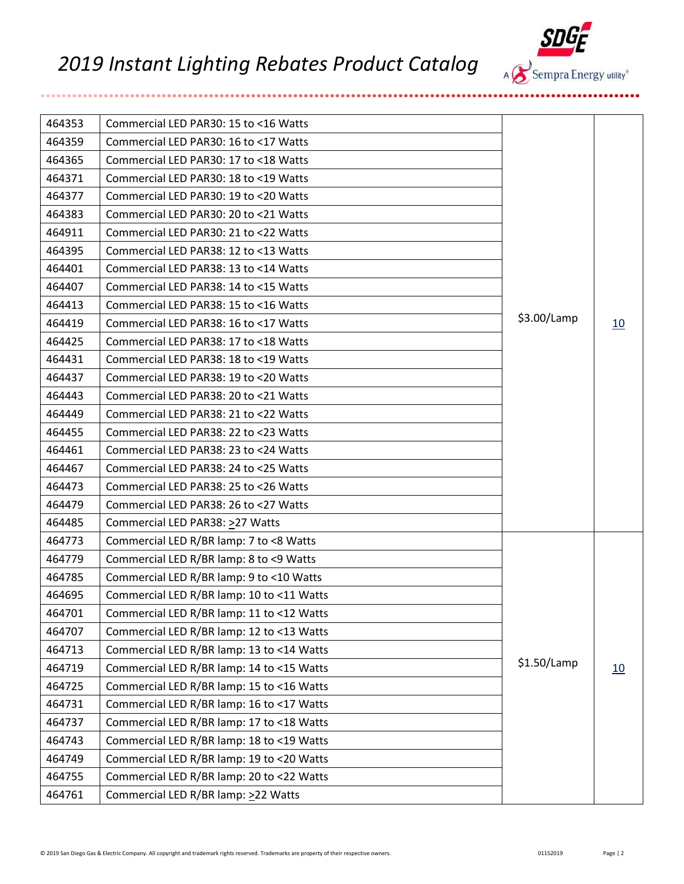| | | | |
|---|---|---|---|
| 464353 | Commercial LED PAR30: 15 to <16 Watts | $3.00/Lamp | 10 |
| 464359 | Commercial LED PAR30: 16 to <17 Watts | | |
| 464365 | Commercial LED PAR30: 17 to <18 Watts | | |
| 464371 | Commercial LED PAR30: 18 to <19 Watts | | |
| 464377 | Commercial LED PAR30: 19 to <20 Watts | | |
| 464383 | Commercial LED PAR30: 20 to <21 Watts | | |
| 464911 | Commercial LED PAR30: 21 to <22 Watts | | |
| 464395 | Commercial LED PAR38: 12 to <13 Watts | | |
| 464401 | Commercial LED PAR38: 13 to <14 Watts | | |
| 464407 | Commercial LED PAR38: 14 to <15 Watts | | |
| 464413 | Commercial LED PAR38: 15 to <16 Watts | | |
| 464419 | Commercial LED PAR38: 16 to <17 Watts | | |
| 464425 | Commercial LED PAR38: 17 to <18 Watts | | |
| 464431 | Commercial LED PAR38: 18 to <19 Watts | | |
| 464437 | Commercial LED PAR38: 19 to <20 Watts | | |
| 464443 | Commercial LED PAR38: 20 to <21 Watts | | |
| 464449 | Commercial LED PAR38: 21 to <22 Watts | | |
| 464455 | Commercial LED PAR38: 22 to <23 Watts | | |
| 464461 | Commercial LED PAR38: 23 to <24 Watts | | |
| 464467 | Commercial LED PAR38: 24 to <25 Watts | | |
| 464473 | Commercial LED PAR38: 25 to <26 Watts | | |
| 464479 | Commercial LED PAR38: 26 to <27 Watts | | |
| 464485 | Commercial LED PAR38: ≥27 Watts | | |
| 464773 | Commercial LED R/BR lamp: 7 to <8 Watts | $1.50/Lamp | 10 |
| 464779 | Commercial LED R/BR lamp: 8 to <9 Watts | | |
| 464785 | Commercial LED R/BR lamp: 9 to <10 Watts | | |
| 464695 | Commercial LED R/BR lamp: 10 to <11 Watts | | |
| 464701 | Commercial LED R/BR lamp: 11 to <12 Watts | | |
| 464707 | Commercial LED R/BR lamp: 12 to <13 Watts | | |
| 464713 | Commercial LED R/BR lamp: 13 to <14 Watts | | |
| 464719 | Commercial LED R/BR lamp: 14 to <15 Watts | | |
| 464725 | Commercial LED R/BR lamp: 15 to <16 Watts | | |
| 464731 | Commercial LED R/BR lamp: 16 to <17 Watts | | |
| 464737 | Commercial LED R/BR lamp: 17 to <18 Watts | | |
| 464743 | Commercial LED R/BR lamp: 18 to <19 Watts | | |
| 464749 | Commercial LED R/BR lamp: 19 to <20 Watts | | |
| 464755 | Commercial LED R/BR lamp: 20 to <22 Watts | | |
| 464761 | Commercial LED R/BR lamp: ≥22 Watts | | |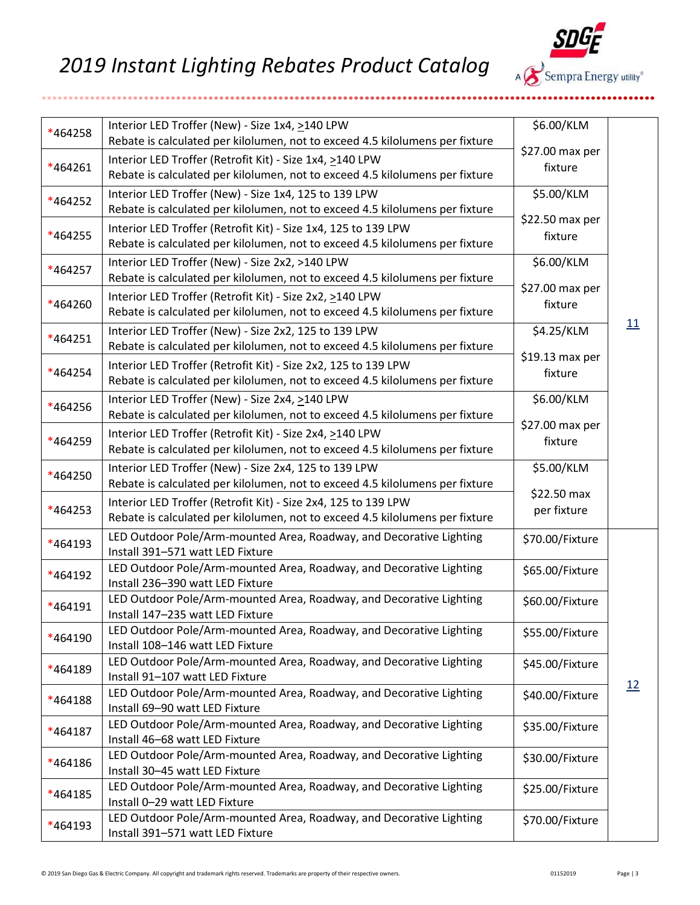# 2019 Instant Lighting Rebates Product Catalog

| | | | |
|---|---|---|---|
| *464258 | Interior LED Troffer (New) - Size 1x4, >140 LPW<br>Rebate is calculated per kilolumen, not to exceed 4.5 kilolumens per fixture | $6.00/KLM<br>$27.00 max per fixture | 11 |
| *464261 | Interior LED Troffer (Retrofit Kit) - Size 1x4, >140 LPW<br>Rebate is calculated per kilolumen, not to exceed 4.5 kilolumens per fixture | | |
| *464252 | Interior LED Troffer (New) - Size 1x4, 125 to 139 LPW<br>Rebate is calculated per kilolumen, not to exceed 4.5 kilolumens per fixture | $5.00/KLM<br>$22.50 max per fixture | |
| *464255 | Interior LED Troffer (Retrofit Kit) - Size 1x4, 125 to 139 LPW<br>Rebate is calculated per kilolumen, not to exceed 4.5 kilolumens per fixture | | |
| *464257 | Interior LED Troffer (New) - Size 2x2, >140 LPW<br>Rebate is calculated per kilolumen, not to exceed 4.5 kilolumens per fixture | $6.00/KLM<br>$27.00 max per fixture | |
| *464260 | Interior LED Troffer (Retrofit Kit) - Size 2x2, >140 LPW<br>Rebate is calculated per kilolumen, not to exceed 4.5 kilolumens per fixture | | |
| *464251 | Interior LED Troffer (New) - Size 2x2, 125 to 139 LPW<br>Rebate is calculated per kilolumen, not to exceed 4.5 kilolumens per fixture | $4.25/KLM<br>$19.13 max per fixture | |
| *464254 | Interior LED Troffer (Retrofit Kit) - Size 2x2, 125 to 139 LPW<br>Rebate is calculated per kilolumen, not to exceed 4.5 kilolumens per fixture | | |
| *464256 | Interior LED Troffer (New) - Size 2x4, >140 LPW<br>Rebate is calculated per kilolumen, not to exceed 4.5 kilolumens per fixture | $6.00/KLM<br>$27.00 max per fixture | |
| *464259 | Interior LED Troffer (Retrofit Kit) - Size 2x4, >140 LPW<br>Rebate is calculated per kilolumen, not to exceed 4.5 kilolumens per fixture | | |
| *464250 | Interior LED Troffer (New) - Size 2x4, 125 to 139 LPW<br>Rebate is calculated per kilolumen, not to exceed 4.5 kilolumens per fixture | $5.00/KLM<br>$22.50 max per fixture | |
| *464253 | Interior LED Troffer (Retrofit Kit) - Size 2x4, 125 to 139 LPW<br>Rebate is calculated per kilolumen, not to exceed 4.5 kilolumens per fixture | | |
| *464193 | LED Outdoor Pole/Arm-mounted Area, Roadway, and Decorative Lighting<br>Install 391–571 watt LED Fixture | $70.00/Fixture | 12 |
| *464192 | LED Outdoor Pole/Arm-mounted Area, Roadway, and Decorative Lighting<br>Install 236–390 watt LED Fixture | $65.00/Fixture | |
| *464191 | LED Outdoor Pole/Arm-mounted Area, Roadway, and Decorative Lighting<br>Install 147–235 watt LED Fixture | $60.00/Fixture | |
| *464190 | LED Outdoor Pole/Arm-mounted Area, Roadway, and Decorative Lighting<br>Install 108–146 watt LED Fixture | $55.00/Fixture | |
| *464189 | LED Outdoor Pole/Arm-mounted Area, Roadway, and Decorative Lighting<br>Install 91–107 watt LED Fixture | $45.00/Fixture | |
| *464188 | LED Outdoor Pole/Arm-mounted Area, Roadway, and Decorative Lighting<br>Install 69–90 watt LED Fixture | $40.00/Fixture | |
| *464187 | LED Outdoor Pole/Arm-mounted Area, Roadway, and Decorative Lighting<br>Install 46–68 watt LED Fixture | $35.00/Fixture | |
| *464186 | LED Outdoor Pole/Arm-mounted Area, Roadway, and Decorative Lighting<br>Install 30–45 watt LED Fixture | $30.00/Fixture | |
| *464185 | LED Outdoor Pole/Arm-mounted Area, Roadway, and Decorative Lighting<br>Install 0–29 watt LED Fixture | $25.00/Fixture | |
| *464193 | LED Outdoor Pole/Arm-mounted Area, Roadway, and Decorative Lighting<br>Install 391–571 watt LED Fixture | $70.00/Fixture | |

© 2019 San Diego Gas & Electric Company. All copyright and trademark rights reserved. Trademarks are property of their respective owners.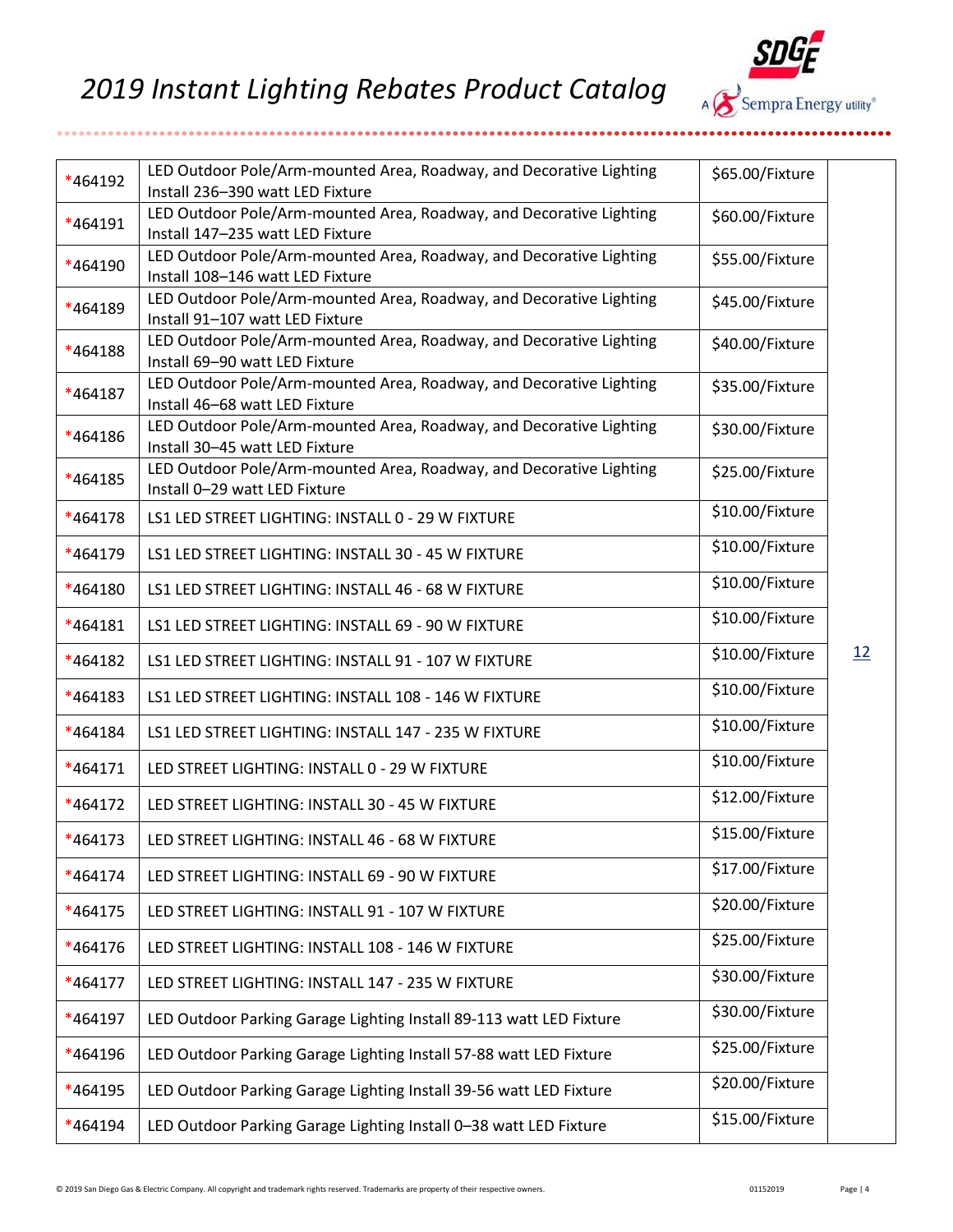# 2019 Instant Lighting Rebates Product Catalog

| | | | |
|---|---|---|---|
| *464192 | LED Outdoor Pole/Arm-mounted Area, Roadway, and Decorative Lighting Install 236–390 watt LED Fixture | $65.00/Fixture | 12 |
| *464191 | LED Outdoor Pole/Arm-mounted Area, Roadway, and Decorative Lighting Install 147–235 watt LED Fixture | $60.00/Fixture | |
| *464190 | LED Outdoor Pole/Arm-mounted Area, Roadway, and Decorative Lighting Install 108–146 watt LED Fixture | $55.00/Fixture | |
| *464189 | LED Outdoor Pole/Arm-mounted Area, Roadway, and Decorative Lighting Install 91–107 watt LED Fixture | $45.00/Fixture | |
| *464188 | LED Outdoor Pole/Arm-mounted Area, Roadway, and Decorative Lighting Install 69–90 watt LED Fixture | $40.00/Fixture | |
| *464187 | LED Outdoor Pole/Arm-mounted Area, Roadway, and Decorative Lighting Install 46–68 watt LED Fixture | $35.00/Fixture | |
| *464186 | LED Outdoor Pole/Arm-mounted Area, Roadway, and Decorative Lighting Install 30–45 watt LED Fixture | $30.00/Fixture | |
| *464185 | LED Outdoor Pole/Arm-mounted Area, Roadway, and Decorative Lighting Install 0–29 watt LED Fixture | $25.00/Fixture | |
| *464178 | LS1 LED STREET LIGHTING: INSTALL 0 - 29 W FIXTURE | $10.00/Fixture | |
| *464179 | LS1 LED STREET LIGHTING: INSTALL 30 - 45 W FIXTURE | $10.00/Fixture | |
| *464180 | LS1 LED STREET LIGHTING: INSTALL 46 - 68 W FIXTURE | $10.00/Fixture | |
| *464181 | LS1 LED STREET LIGHTING: INSTALL 69 - 90 W FIXTURE | $10.00/Fixture | |
| *464182 | LS1 LED STREET LIGHTING: INSTALL 91 - 107 W FIXTURE | $10.00/Fixture | |
| *464183 | LS1 LED STREET LIGHTING: INSTALL 108 - 146 W FIXTURE | $10.00/Fixture | |
| *464184 | LS1 LED STREET LIGHTING: INSTALL 147 - 235 W FIXTURE | $10.00/Fixture | |
| *464171 | LED STREET LIGHTING: INSTALL 0 - 29 W FIXTURE | $10.00/Fixture | |
| *464172 | LED STREET LIGHTING: INSTALL 30 - 45 W FIXTURE | $12.00/Fixture | |
| *464173 | LED STREET LIGHTING: INSTALL 46 - 68 W FIXTURE | $15.00/Fixture | |
| *464174 | LED STREET LIGHTING: INSTALL 69 - 90 W FIXTURE | $17.00/Fixture | |
| *464175 | LED STREET LIGHTING: INSTALL 91 - 107 W FIXTURE | $20.00/Fixture | |
| *464176 | LED STREET LIGHTING: INSTALL 108 - 146 W FIXTURE | $25.00/Fixture | |
| *464177 | LED STREET LIGHTING: INSTALL 147 - 235 W FIXTURE | $30.00/Fixture | |
| *464197 | LED Outdoor Parking Garage Lighting Install 89-113 watt LED Fixture | $30.00/Fixture | |
| *464196 | LED Outdoor Parking Garage Lighting Install 57-88 watt LED Fixture | $25.00/Fixture | |
| *464195 | LED Outdoor Parking Garage Lighting Install 39-56 watt LED Fixture | $20.00/Fixture | |
| *464194 | LED Outdoor Parking Garage Lighting Install 0–38 watt LED Fixture | $15.00/Fixture | |

© 2019 San Diego Gas & Electric Company. All copyright and trademark rights reserved. Trademarks are property of their respective owners. 01152019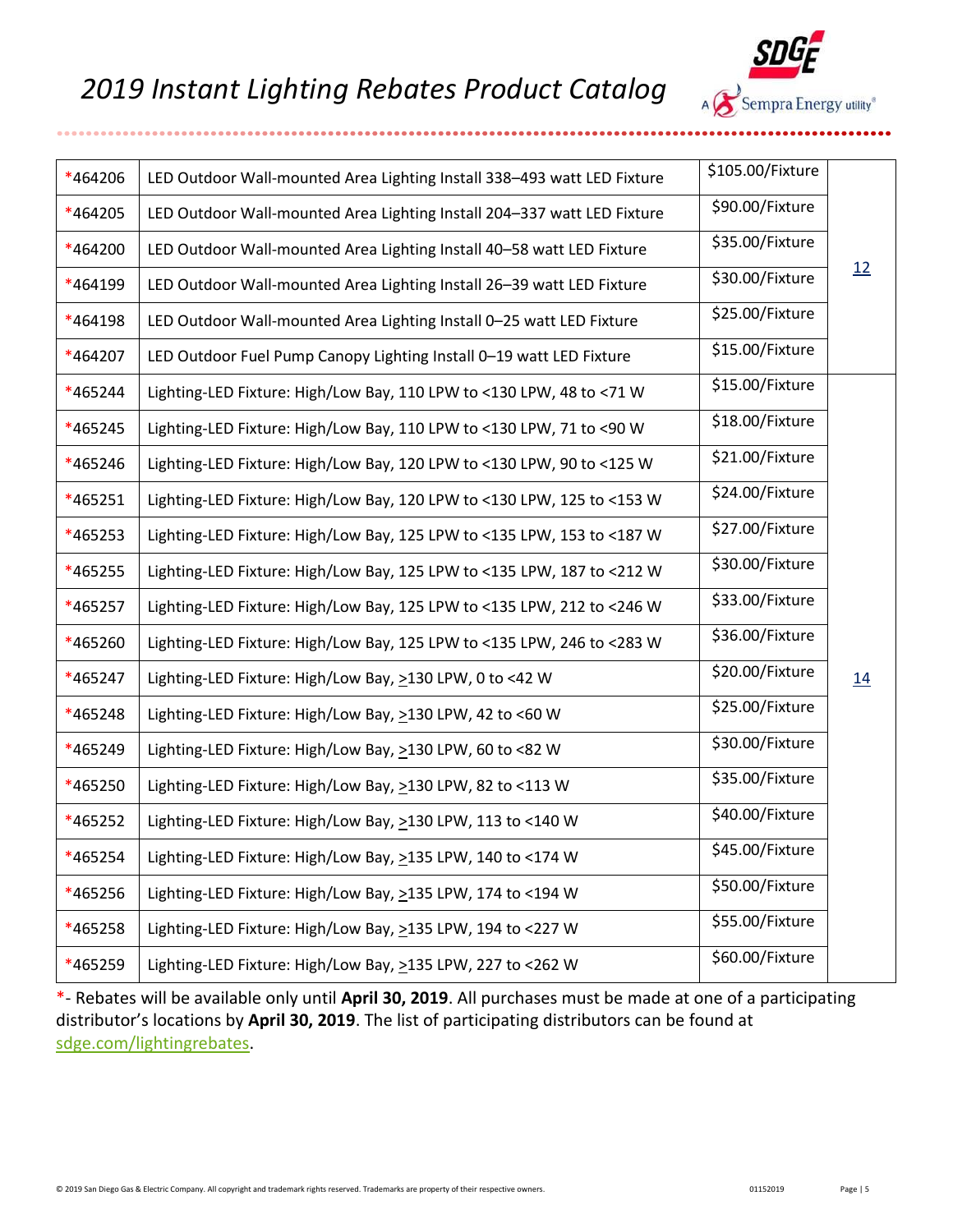# 2019 Instant Lighting Rebates Product Catalog

| | | | |
|---|---|---|---|
| *464206 | LED Outdoor Wall-mounted Area Lighting Install 338–493 watt LED Fixture | $105.00/Fixture | 12 |
| *464205 | LED Outdoor Wall-mounted Area Lighting Install 204–337 watt LED Fixture | $90.00/Fixture | |
| *464200 | LED Outdoor Wall-mounted Area Lighting Install 40–58 watt LED Fixture | $35.00/Fixture | |
| *464199 | LED Outdoor Wall-mounted Area Lighting Install 26–39 watt LED Fixture | $30.00/Fixture | |
| *464198 | LED Outdoor Wall-mounted Area Lighting Install 0–25 watt LED Fixture | $25.00/Fixture | |
| *464207 | LED Outdoor Fuel Pump Canopy Lighting Install 0–19 watt LED Fixture | $15.00/Fixture | |
| *465244 | Lighting-LED Fixture: High/Low Bay, 110 LPW to <130 LPW, 48 to <71 W | $15.00/Fixture | 14 |
| *465245 | Lighting-LED Fixture: High/Low Bay, 110 LPW to <130 LPW, 71 to <90 W | $18.00/Fixture | |
| *465246 | Lighting-LED Fixture: High/Low Bay, 120 LPW to <130 LPW, 90 to <125 W | $21.00/Fixture | |
| *465251 | Lighting-LED Fixture: High/Low Bay, 120 LPW to <130 LPW, 125 to <153 W | $24.00/Fixture | |
| *465253 | Lighting-LED Fixture: High/Low Bay, 125 LPW to <135 LPW, 153 to <187 W | $27.00/Fixture | |
| *465255 | Lighting-LED Fixture: High/Low Bay, 125 LPW to <135 LPW, 187 to <212 W | $30.00/Fixture | |
| *465257 | Lighting-LED Fixture: High/Low Bay, 125 LPW to <135 LPW, 212 to <246 W | $33.00/Fixture | |
| *465260 | Lighting-LED Fixture: High/Low Bay, 125 LPW to <135 LPW, 246 to <283 W | $36.00/Fixture | |
| *465247 | Lighting-LED Fixture: High/Low Bay, ≥130 LPW, 0 to <42 W | $20.00/Fixture | |
| *465248 | Lighting-LED Fixture: High/Low Bay, ≥130 LPW, 42 to <60 W | $25.00/Fixture | |
| *465249 | Lighting-LED Fixture: High/Low Bay, ≥130 LPW, 60 to <82 W | $30.00/Fixture | |
| *465250 | Lighting-LED Fixture: High/Low Bay, ≥130 LPW, 82 to <113 W | $35.00/Fixture | |
| *465252 | Lighting-LED Fixture: High/Low Bay, ≥130 LPW, 113 to <140 W | $40.00/Fixture | |
| *465254 | Lighting-LED Fixture: High/Low Bay, ≥135 LPW, 140 to <174 W | $45.00/Fixture | |
| *465256 | Lighting-LED Fixture: High/Low Bay, ≥135 LPW, 174 to <194 W | $50.00/Fixture | |
| *465258 | Lighting-LED Fixture: High/Low Bay, ≥135 LPW, 194 to <227 W | $55.00/Fixture | |
| *465259 | Lighting-LED Fixture: High/Low Bay, ≥135 LPW, 227 to <262 W | $60.00/Fixture | |

*- Rebates will be available only until **April 30, 2019**. All purchases must be made at one of a participating distributor's locations by **April 30, 2019**. The list of participating distributors can be found at sdge.com/lightingrebates.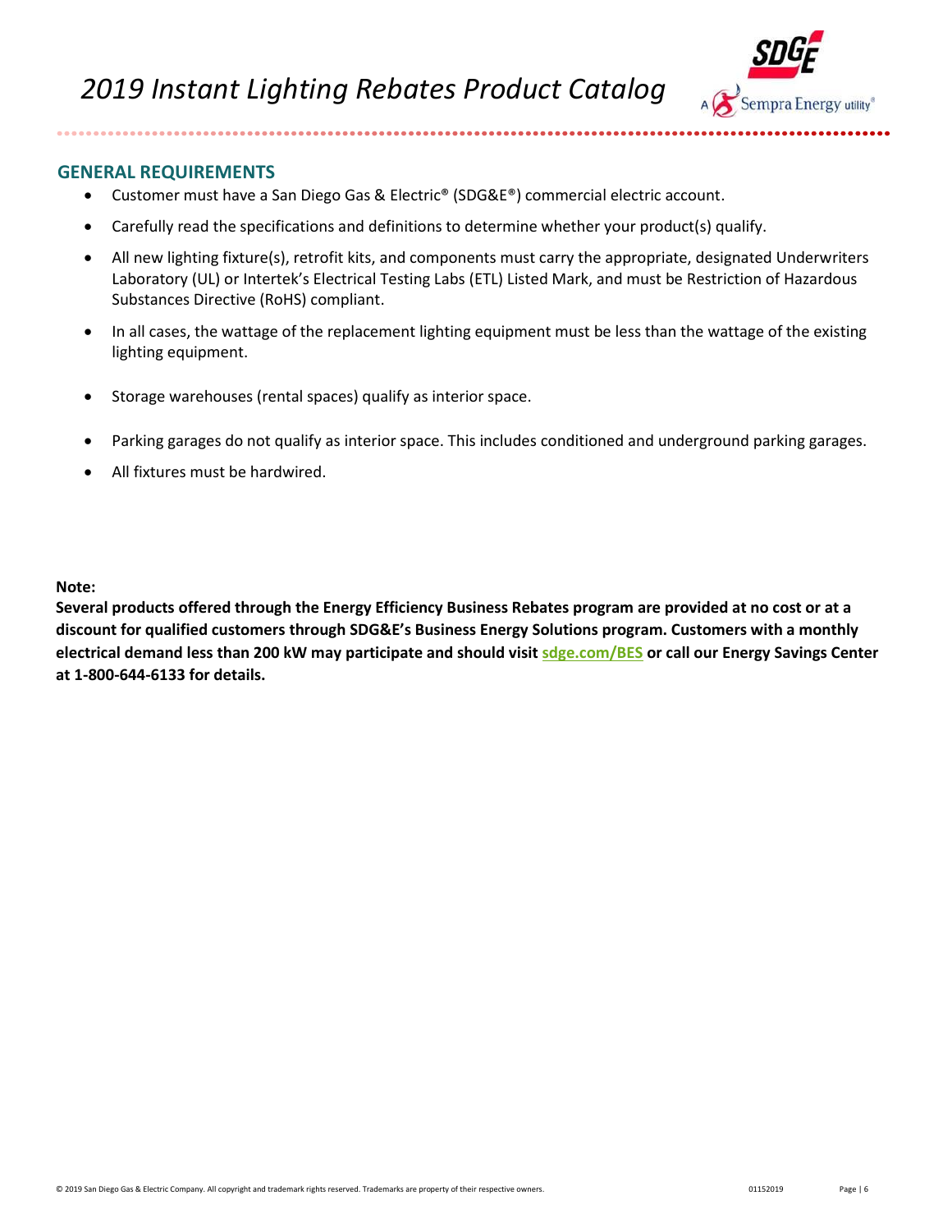## GENERAL REQUIREMENTS

- Customer must have a San Diego Gas & Electric® (SDG&E®) commercial electric account.
- Carefully read the specifications and definitions to determine whether your product(s) qualify.
- All new lighting fixture(s), retrofit kits, and components must carry the appropriate, designated Underwriters Laboratory (UL) or Intertek's Electrical Testing Labs (ETL) Listed Mark, and must be Restriction of Hazardous Substances Directive (RoHS) compliant.
- In all cases, the wattage of the replacement lighting equipment must be less than the wattage of the existing lighting equipment.
- Storage warehouses (rental spaces) qualify as interior space.
- Parking garages do not qualify as interior space. This includes conditioned and underground parking garages.
- All fixtures must be hardwired.

**Note:**

**Several products offered through the Energy Efficiency Business Rebates program are provided at no cost or at a discount for qualified customers through SDG&E's Business Energy Solutions program. Customers with a monthly electrical demand less than 200 kW may participate and should visit [sdge.com/BES](sdge.com/BES) or call our Energy Savings Center at 1-800-644-6133 for details.**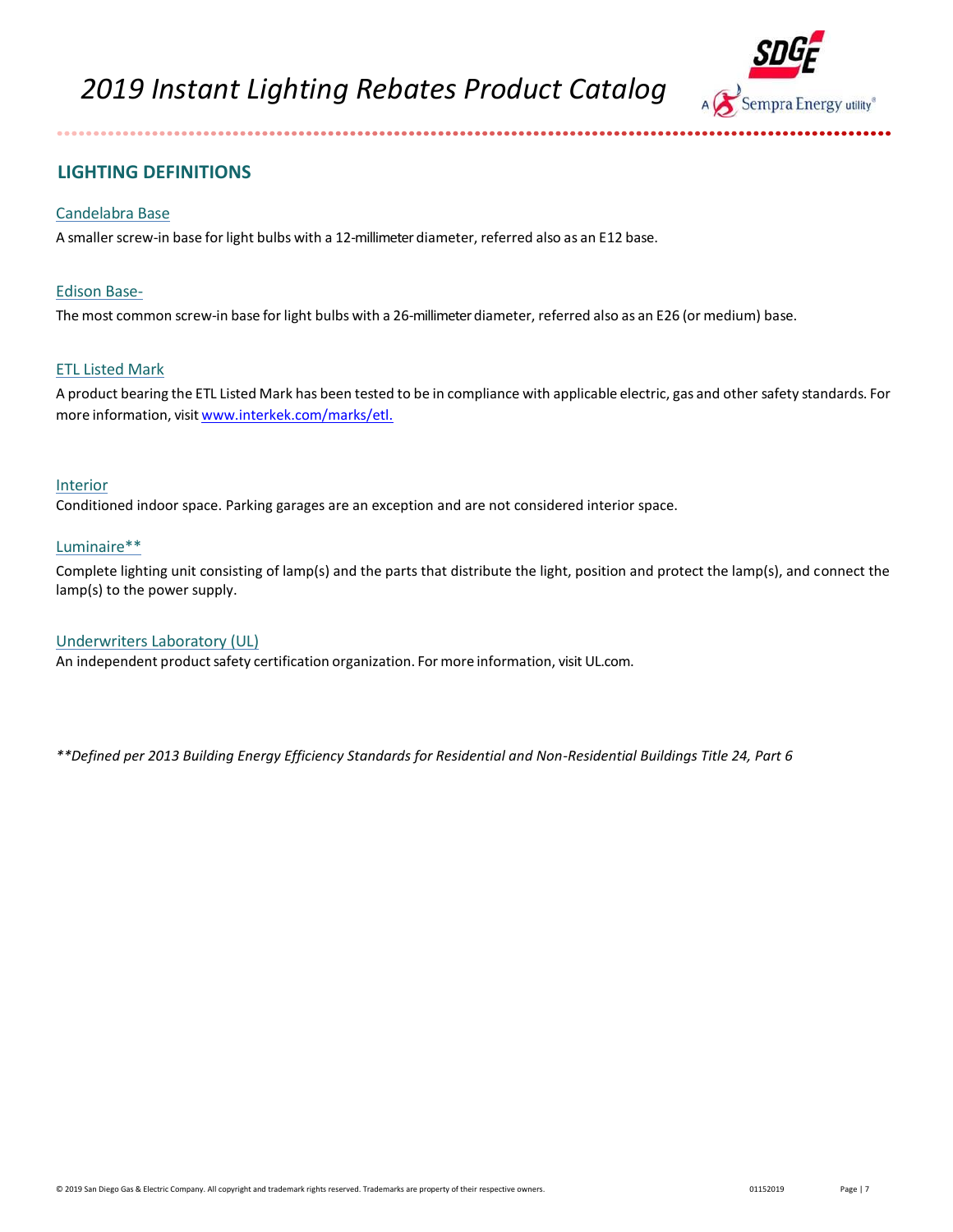## LIGHTING DEFINITIONS

### Candelabra Base

A smaller screw-in base for light bulbs with a 12-millimeter diameter, referred also as an E12 base.

### Edison Base-

The most common screw-in base for light bulbs with a 26-millimeter diameter, referred also as an E26 (or medium) base.

### ETL Listed Mark

A product bearing the ETL Listed Mark has been tested to be in compliance with applicable electric, gas and other safety standards. For more information, visit www.interkek.com/marks/etl.

### Interior

Conditioned indoor space. Parking garages are an exception and are not considered interior space.

### Luminaire**

Complete lighting unit consisting of lamp(s) and the parts that distribute the light, position and protect the lamp(s), and connect the lamp(s) to the power supply.

### Underwriters Laboratory (UL)

An independent product safety certification organization. For more information, visit UL.com.

*\*\*Defined per 2013 Building Energy Efficiency Standards for Residential and Non-Residential Buildings Title 24, Part 6*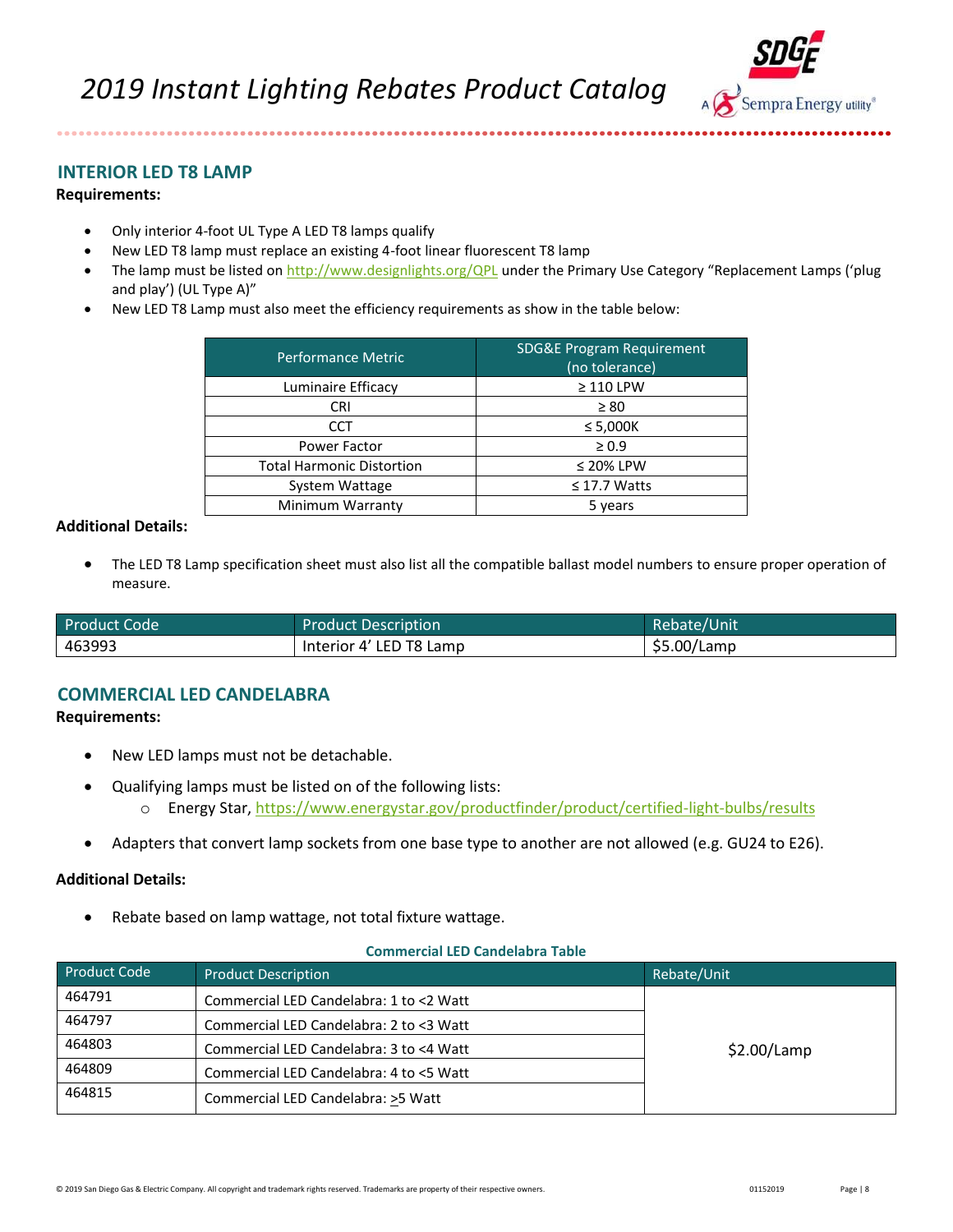## INTERIOR LED T8 LAMP

**Requirements:**

- Only interior 4-foot UL Type A LED T8 lamps qualify
- New LED T8 lamp must replace an existing 4-foot linear fluorescent T8 lamp
- The lamp must be listed on http://www.designlights.org/QPL under the Primary Use Category "Replacement Lamps ('plug and play') (UL Type A)"
- New LED T8 Lamp must also meet the efficiency requirements as show in the table below:

| Performance Metric | SDG&E Program Requirement (no tolerance) |
|---|---|
| Luminaire Efficacy | ≥ 110 LPW |
| CRI | ≥ 80 |
| CCT | ≤ 5,000K |
| Power Factor | ≥ 0.9 |
| Total Harmonic Distortion | ≤ 20% LPW |
| System Wattage | ≤ 17.7 Watts |
| Minimum Warranty | 5 years |

**Additional Details:**

- The LED T8 Lamp specification sheet must also list all the compatible ballast model numbers to ensure proper operation of measure.

| Product Code | Product Description | Rebate/Unit |
|---|---|---|
| 463993 | Interior 4' LED T8 Lamp | $5.00/Lamp |

## COMMERCIAL LED CANDELABRA

**Requirements:**

- New LED lamps must not be detachable.
- Qualifying lamps must be listed on of the following lists:
  - Energy Star, https://www.energystar.gov/productfinder/product/certified-light-bulbs/results
- Adapters that convert lamp sockets from one base type to another are not allowed (e.g. GU24 to E26).

**Additional Details:**

- Rebate based on lamp wattage, not total fixture wattage.

**Commercial LED Candelabra Table**

| Product Code | Product Description | Rebate/Unit |
|---|---|---|
| 464791 | Commercial LED Candelabra: 1 to <2 Watt | $2.00/Lamp |
| 464797 | Commercial LED Candelabra: 2 to <3 Watt | |
| 464803 | Commercial LED Candelabra: 3 to <4 Watt | |
| 464809 | Commercial LED Candelabra: 4 to <5 Watt | |
| 464815 | Commercial LED Candelabra: ≥5 Watt | |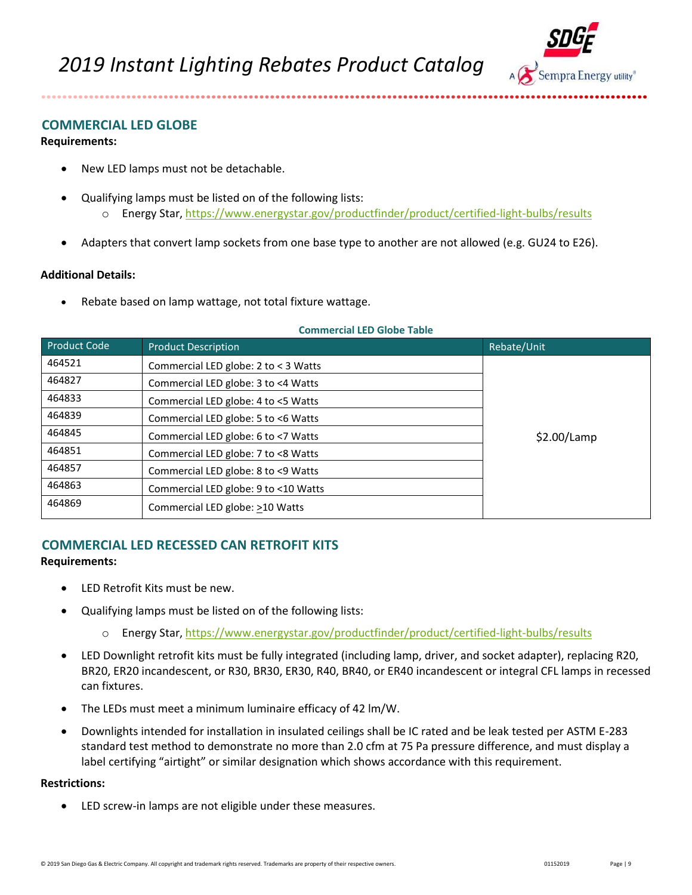## COMMERCIAL LED GLOBE

**Requirements:**

- New LED lamps must not be detachable.
- Qualifying lamps must be listed on of the following lists:
  - Energy Star, https://www.energystar.gov/productfinder/product/certified-light-bulbs/results
- Adapters that convert lamp sockets from one base type to another are not allowed (e.g. GU24 to E26).

**Additional Details:**

- Rebate based on lamp wattage, not total fixture wattage.

**Commercial LED Globe Table**

| Product Code | Product Description | Rebate/Unit |
|---|---|---|
| 464521 | Commercial LED globe: 2 to < 3 Watts | $2.00/Lamp |
| 464827 | Commercial LED globe: 3 to <4 Watts | |
| 464833 | Commercial LED globe: 4 to <5 Watts | |
| 464839 | Commercial LED globe: 5 to <6 Watts | |
| 464845 | Commercial LED globe: 6 to <7 Watts | |
| 464851 | Commercial LED globe: 7 to <8 Watts | |
| 464857 | Commercial LED globe: 8 to <9 Watts | |
| 464863 | Commercial LED globe: 9 to <10 Watts | |
| 464869 | Commercial LED globe: ≥10 Watts | |

## COMMERCIAL LED RECESSED CAN RETROFIT KITS

**Requirements:**

- LED Retrofit Kits must be new.
- Qualifying lamps must be listed on of the following lists:
  - Energy Star, https://www.energystar.gov/productfinder/product/certified-light-bulbs/results
- LED Downlight retrofit kits must be fully integrated (including lamp, driver, and socket adapter), replacing R20, BR20, ER20 incandescent, or R30, BR30, ER30, R40, BR40, or ER40 incandescent or integral CFL lamps in recessed can fixtures.
- The LEDs must meet a minimum luminaire efficacy of 42 lm/W.
- Downlights intended for installation in insulated ceilings shall be IC rated and be leak tested per ASTM E-283 standard test method to demonstrate no more than 2.0 cfm at 75 Pa pressure difference, and must display a label certifying "airtight" or similar designation which shows accordance with this requirement.

**Restrictions:**

- LED screw-in lamps are not eligible under these measures.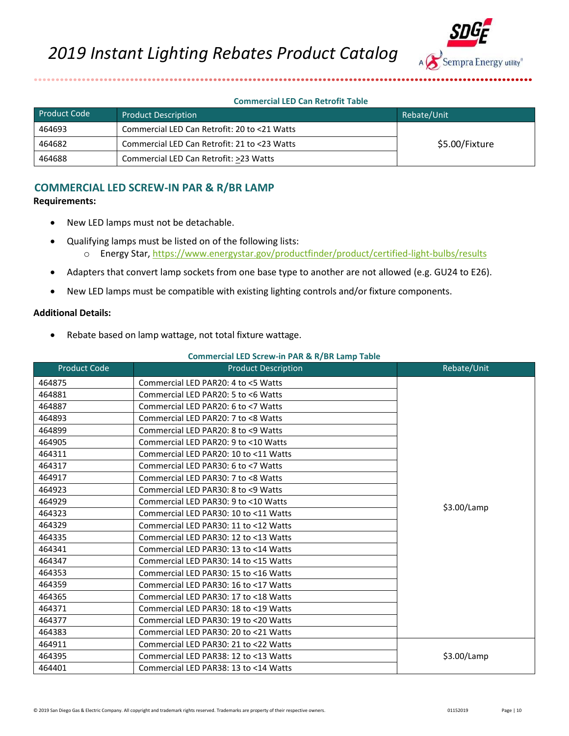**Commercial LED Can Retrofit Table**

| Product Code | Product Description | Rebate/Unit |
|---|---|---|
| 464693 | Commercial LED Can Retrofit: 20 to <21 Watts | $5.00/Fixture |
| 464682 | Commercial LED Can Retrofit: 21 to <23 Watts | |
| 464688 | Commercial LED Can Retrofit: >23 Watts | |

## COMMERCIAL LED SCREW-IN PAR & R/BR LAMP

**Requirements:**

- New LED lamps must not be detachable.
- Qualifying lamps must be listed on of the following lists:
  - Energy Star, https://www.energystar.gov/productfinder/product/certified-light-bulbs/results
- Adapters that convert lamp sockets from one base type to another are not allowed (e.g. GU24 to E26).
- New LED lamps must be compatible with existing lighting controls and/or fixture components.

**Additional Details:**

- Rebate based on lamp wattage, not total fixture wattage.

**Commercial LED Screw-in PAR & R/BR Lamp Table**

| Product Code | Product Description | Rebate/Unit |
|---|---|---|
| 464875 | Commercial LED PAR20: 4 to <5 Watts | $3.00/Lamp |
| 464881 | Commercial LED PAR20: 5 to <6 Watts | |
| 464887 | Commercial LED PAR20: 6 to <7 Watts | |
| 464893 | Commercial LED PAR20: 7 to <8 Watts | |
| 464899 | Commercial LED PAR20: 8 to <9 Watts | |
| 464905 | Commercial LED PAR20: 9 to <10 Watts | |
| 464311 | Commercial LED PAR20: 10 to <11 Watts | |
| 464317 | Commercial LED PAR30: 6 to <7 Watts | |
| 464917 | Commercial LED PAR30: 7 to <8 Watts | |
| 464923 | Commercial LED PAR30: 8 to <9 Watts | |
| 464929 | Commercial LED PAR30: 9 to <10 Watts | |
| 464323 | Commercial LED PAR30: 10 to <11 Watts | |
| 464329 | Commercial LED PAR30: 11 to <12 Watts | |
| 464335 | Commercial LED PAR30: 12 to <13 Watts | |
| 464341 | Commercial LED PAR30: 13 to <14 Watts | |
| 464347 | Commercial LED PAR30: 14 to <15 Watts | |
| 464353 | Commercial LED PAR30: 15 to <16 Watts | |
| 464359 | Commercial LED PAR30: 16 to <17 Watts | |
| 464365 | Commercial LED PAR30: 17 to <18 Watts | |
| 464371 | Commercial LED PAR30: 18 to <19 Watts | |
| 464377 | Commercial LED PAR30: 19 to <20 Watts | |
| 464383 | Commercial LED PAR30: 20 to <21 Watts | |
| 464911 | Commercial LED PAR30: 21 to <22 Watts | $3.00/Lamp |
| 464395 | Commercial LED PAR38: 12 to <13 Watts | |
| 464401 | Commercial LED PAR38: 13 to <14 Watts | |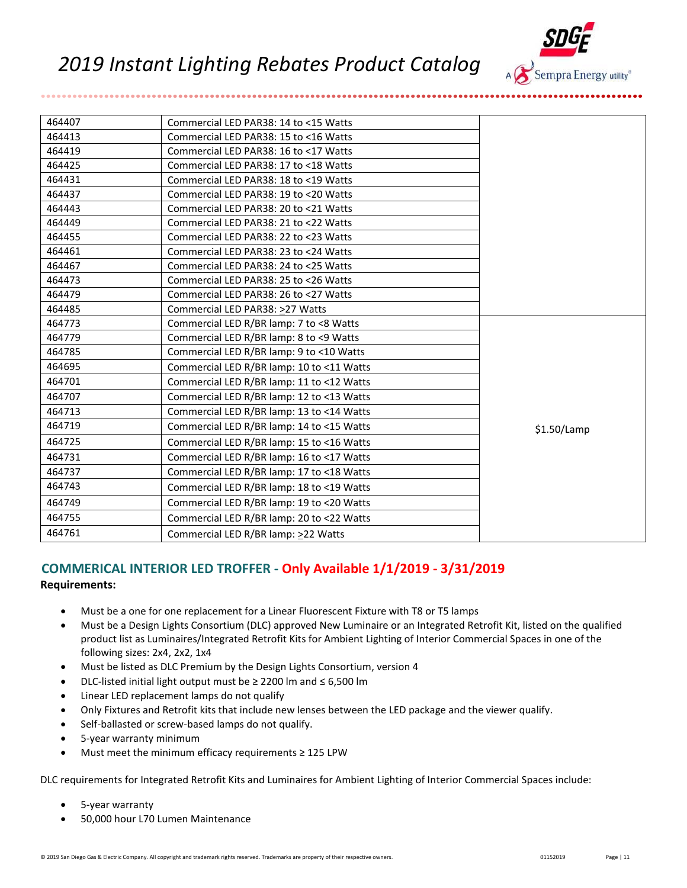| | | |
|---|---|---|
| 464407 | Commercial LED PAR38: 14 to <15 Watts | |
| 464413 | Commercial LED PAR38: 15 to <16 Watts | |
| 464419 | Commercial LED PAR38: 16 to <17 Watts | |
| 464425 | Commercial LED PAR38: 17 to <18 Watts | |
| 464431 | Commercial LED PAR38: 18 to <19 Watts | |
| 464437 | Commercial LED PAR38: 19 to <20 Watts | |
| 464443 | Commercial LED PAR38: 20 to <21 Watts | |
| 464449 | Commercial LED PAR38: 21 to <22 Watts | |
| 464455 | Commercial LED PAR38: 22 to <23 Watts | |
| 464461 | Commercial LED PAR38: 23 to <24 Watts | |
| 464467 | Commercial LED PAR38: 24 to <25 Watts | |
| 464473 | Commercial LED PAR38: 25 to <26 Watts | |
| 464479 | Commercial LED PAR38: 26 to <27 Watts | |
| 464485 | Commercial LED PAR38: ≥27 Watts | |
| 464773 | Commercial LED R/BR lamp: 7 to <8 Watts | $1.50/Lamp |
| 464779 | Commercial LED R/BR lamp: 8 to <9 Watts | |
| 464785 | Commercial LED R/BR lamp: 9 to <10 Watts | |
| 464695 | Commercial LED R/BR lamp: 10 to <11 Watts | |
| 464701 | Commercial LED R/BR lamp: 11 to <12 Watts | |
| 464707 | Commercial LED R/BR lamp: 12 to <13 Watts | |
| 464713 | Commercial LED R/BR lamp: 13 to <14 Watts | |
| 464719 | Commercial LED R/BR lamp: 14 to <15 Watts | |
| 464725 | Commercial LED R/BR lamp: 15 to <16 Watts | |
| 464731 | Commercial LED R/BR lamp: 16 to <17 Watts | |
| 464737 | Commercial LED R/BR lamp: 17 to <18 Watts | |
| 464743 | Commercial LED R/BR lamp: 18 to <19 Watts | |
| 464749 | Commercial LED R/BR lamp: 19 to <20 Watts | |
| 464755 | Commercial LED R/BR lamp: 20 to <22 Watts | |
| 464761 | Commercial LED R/BR lamp: ≥22 Watts | |

## COMMERICAL INTERIOR LED TROFFER - Only Available 1/1/2019 - 3/31/2019

**Requirements:**

- Must be a one for one replacement for a Linear Fluorescent Fixture with T8 or T5 lamps
- Must be a Design Lights Consortium (DLC) approved New Luminaire or an Integrated Retrofit Kit, listed on the qualified product list as Luminaires/Integrated Retrofit Kits for Ambient Lighting of Interior Commercial Spaces in one of the following sizes: 2x4, 2x2, 1x4
- Must be listed as DLC Premium by the Design Lights Consortium, version 4
- DLC-listed initial light output must be ≥ 2200 lm and ≤ 6,500 lm
- Linear LED replacement lamps do not qualify
- Only Fixtures and Retrofit kits that include new lenses between the LED package and the viewer qualify.
- Self-ballasted or screw-based lamps do not qualify.
- 5-year warranty minimum
- Must meet the minimum efficacy requirements ≥ 125 LPW

DLC requirements for Integrated Retrofit Kits and Luminaires for Ambient Lighting of Interior Commercial Spaces include:

- 5-year warranty
- 50,000 hour L70 Lumen Maintenance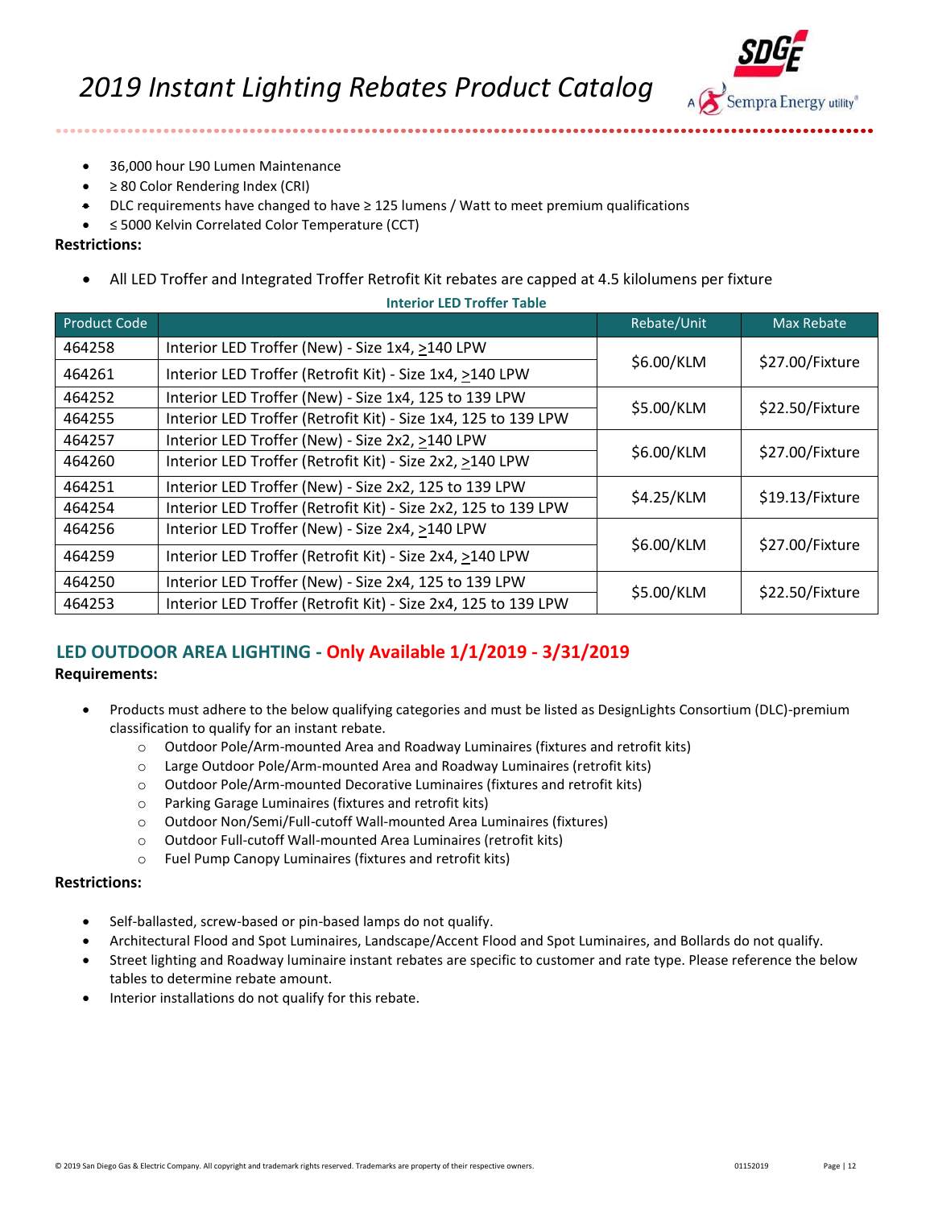- 36,000 hour L90 Lumen Maintenance
- ≥ 80 Color Rendering Index (CRI)
- DLC requirements have changed to have ≥ 125 lumens / Watt to meet premium qualifications
- ≤ 5000 Kelvin Correlated Color Temperature (CCT)

**Restrictions:**

- All LED Troffer and Integrated Troffer Retrofit Kit rebates are capped at 4.5 kilolumens per fixture

**Interior LED Troffer Table**

| Product Code | | Rebate/Unit | Max Rebate |
|---|---|---|---|
| 464258 | Interior LED Troffer (New) - Size 1x4, >140 LPW | $6.00/KLM | $27.00/Fixture |
| 464261 | Interior LED Troffer (Retrofit Kit) - Size 1x4, >140 LPW | | |
| 464252 | Interior LED Troffer (New) - Size 1x4, 125 to 139 LPW | $5.00/KLM | $22.50/Fixture |
| 464255 | Interior LED Troffer (Retrofit Kit) - Size 1x4, 125 to 139 LPW | | |
| 464257 | Interior LED Troffer (New) - Size 2x2, >140 LPW | $6.00/KLM | $27.00/Fixture |
| 464260 | Interior LED Troffer (Retrofit Kit) - Size 2x2, >140 LPW | | |
| 464251 | Interior LED Troffer (New) - Size 2x2, 125 to 139 LPW | $4.25/KLM | $19.13/Fixture |
| 464254 | Interior LED Troffer (Retrofit Kit) - Size 2x2, 125 to 139 LPW | | |
| 464256 | Interior LED Troffer (New) - Size 2x4, >140 LPW | $6.00/KLM | $27.00/Fixture |
| 464259 | Interior LED Troffer (Retrofit Kit) - Size 2x4, >140 LPW | | |
| 464250 | Interior LED Troffer (New) - Size 2x4, 125 to 139 LPW | $5.00/KLM | $22.50/Fixture |
| 464253 | Interior LED Troffer (Retrofit Kit) - Size 2x4, 125 to 139 LPW | | |

## LED OUTDOOR AREA LIGHTING - Only Available 1/1/2019 - 3/31/2019

**Requirements:**

- Products must adhere to the below qualifying categories and must be listed as DesignLights Consortium (DLC)-premium classification to qualify for an instant rebate.
  - Outdoor Pole/Arm-mounted Area and Roadway Luminaires (fixtures and retrofit kits)
  - Large Outdoor Pole/Arm-mounted Area and Roadway Luminaires (retrofit kits)
  - Outdoor Pole/Arm-mounted Decorative Luminaires (fixtures and retrofit kits)
  - Parking Garage Luminaires (fixtures and retrofit kits)
  - Outdoor Non/Semi/Full-cutoff Wall-mounted Area Luminaires (fixtures)
  - Outdoor Full-cutoff Wall-mounted Area Luminaires (retrofit kits)
  - Fuel Pump Canopy Luminaires (fixtures and retrofit kits)

**Restrictions:**

- Self-ballasted, screw-based or pin-based lamps do not qualify.
- Architectural Flood and Spot Luminaires, Landscape/Accent Flood and Spot Luminaires, and Bollards do not qualify.
- Street lighting and Roadway luminaire instant rebates are specific to customer and rate type. Please reference the below tables to determine rebate amount.
- Interior installations do not qualify for this rebate.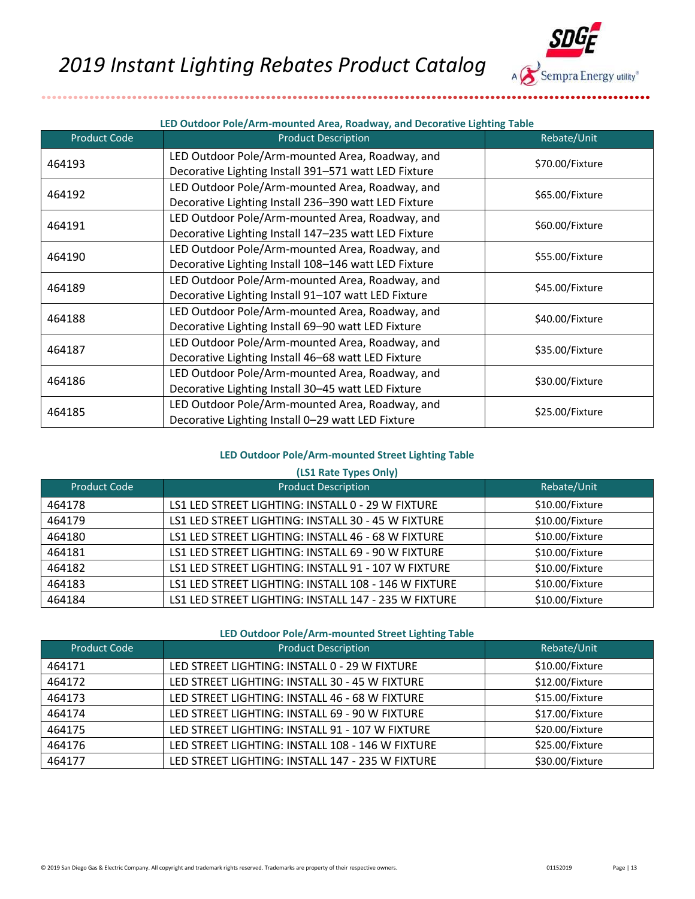**LED Outdoor Pole/Arm-mounted Area, Roadway, and Decorative Lighting Table**

| Product Code | Product Description | Rebate/Unit |
|---|---|---|
| 464193 | LED Outdoor Pole/Arm-mounted Area, Roadway, and Decorative Lighting Install 391–571 watt LED Fixture | $70.00/Fixture |
| 464192 | LED Outdoor Pole/Arm-mounted Area, Roadway, and Decorative Lighting Install 236–390 watt LED Fixture | $65.00/Fixture |
| 464191 | LED Outdoor Pole/Arm-mounted Area, Roadway, and Decorative Lighting Install 147–235 watt LED Fixture | $60.00/Fixture |
| 464190 | LED Outdoor Pole/Arm-mounted Area, Roadway, and Decorative Lighting Install 108–146 watt LED Fixture | $55.00/Fixture |
| 464189 | LED Outdoor Pole/Arm-mounted Area, Roadway, and Decorative Lighting Install 91–107 watt LED Fixture | $45.00/Fixture |
| 464188 | LED Outdoor Pole/Arm-mounted Area, Roadway, and Decorative Lighting Install 69–90 watt LED Fixture | $40.00/Fixture |
| 464187 | LED Outdoor Pole/Arm-mounted Area, Roadway, and Decorative Lighting Install 46–68 watt LED Fixture | $35.00/Fixture |
| 464186 | LED Outdoor Pole/Arm-mounted Area, Roadway, and Decorative Lighting Install 30–45 watt LED Fixture | $30.00/Fixture |
| 464185 | LED Outdoor Pole/Arm-mounted Area, Roadway, and Decorative Lighting Install 0–29 watt LED Fixture | $25.00/Fixture |

**LED Outdoor Pole/Arm-mounted Street Lighting Table**

**(LS1 Rate Types Only)**

| Product Code | Product Description | Rebate/Unit |
|---|---|---|
| 464178 | LS1 LED STREET LIGHTING: INSTALL 0 - 29 W FIXTURE | $10.00/Fixture |
| 464179 | LS1 LED STREET LIGHTING: INSTALL 30 - 45 W FIXTURE | $10.00/Fixture |
| 464180 | LS1 LED STREET LIGHTING: INSTALL 46 - 68 W FIXTURE | $10.00/Fixture |
| 464181 | LS1 LED STREET LIGHTING: INSTALL 69 - 90 W FIXTURE | $10.00/Fixture |
| 464182 | LS1 LED STREET LIGHTING: INSTALL 91 - 107 W FIXTURE | $10.00/Fixture |
| 464183 | LS1 LED STREET LIGHTING: INSTALL 108 - 146 W FIXTURE | $10.00/Fixture |
| 464184 | LS1 LED STREET LIGHTING: INSTALL 147 - 235 W FIXTURE | $10.00/Fixture |

**LED Outdoor Pole/Arm-mounted Street Lighting Table**

| Product Code | Product Description | Rebate/Unit |
|---|---|---|
| 464171 | LED STREET LIGHTING: INSTALL 0 - 29 W FIXTURE | $10.00/Fixture |
| 464172 | LED STREET LIGHTING: INSTALL 30 - 45 W FIXTURE | $12.00/Fixture |
| 464173 | LED STREET LIGHTING: INSTALL 46 - 68 W FIXTURE | $15.00/Fixture |
| 464174 | LED STREET LIGHTING: INSTALL 69 - 90 W FIXTURE | $17.00/Fixture |
| 464175 | LED STREET LIGHTING: INSTALL 91 - 107 W FIXTURE | $20.00/Fixture |
| 464176 | LED STREET LIGHTING: INSTALL 108 - 146 W FIXTURE | $25.00/Fixture |
| 464177 | LED STREET LIGHTING: INSTALL 147 - 235 W FIXTURE | $30.00/Fixture |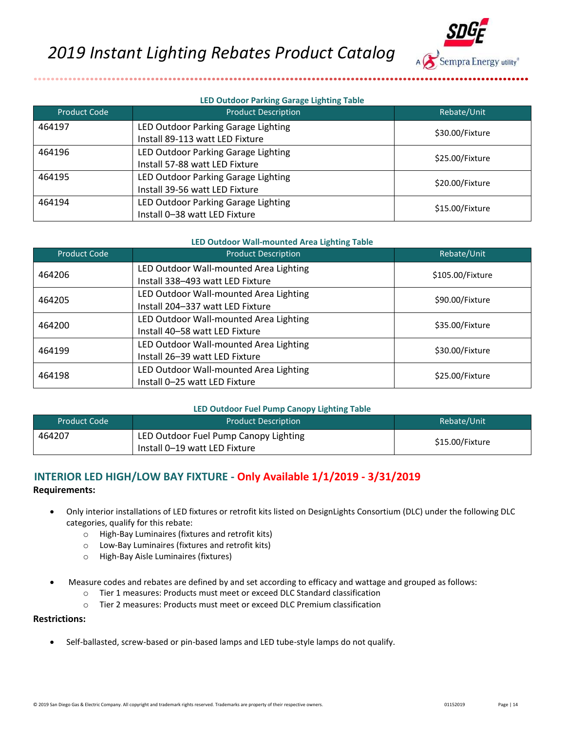**LED Outdoor Parking Garage Lighting Table**

| Product Code | Product Description | Rebate/Unit |
|---|---|---|
| 464197 | LED Outdoor Parking Garage Lighting<br>Install 89-113 watt LED Fixture | $30.00/Fixture |
| 464196 | LED Outdoor Parking Garage Lighting<br>Install 57-88 watt LED Fixture | $25.00/Fixture |
| 464195 | LED Outdoor Parking Garage Lighting<br>Install 39-56 watt LED Fixture | $20.00/Fixture |
| 464194 | LED Outdoor Parking Garage Lighting<br>Install 0–38 watt LED Fixture | $15.00/Fixture |

**LED Outdoor Wall-mounted Area Lighting Table**

| Product Code | Product Description | Rebate/Unit |
|---|---|---|
| 464206 | LED Outdoor Wall-mounted Area Lighting<br>Install 338–493 watt LED Fixture | $105.00/Fixture |
| 464205 | LED Outdoor Wall-mounted Area Lighting<br>Install 204–337 watt LED Fixture | $90.00/Fixture |
| 464200 | LED Outdoor Wall-mounted Area Lighting<br>Install 40–58 watt LED Fixture | $35.00/Fixture |
| 464199 | LED Outdoor Wall-mounted Area Lighting<br>Install 26–39 watt LED Fixture | $30.00/Fixture |
| 464198 | LED Outdoor Wall-mounted Area Lighting<br>Install 0–25 watt LED Fixture | $25.00/Fixture |

**LED Outdoor Fuel Pump Canopy Lighting Table**

| Product Code | Product Description | Rebate/Unit |
|---|---|---|
| 464207 | LED Outdoor Fuel Pump Canopy Lighting<br>Install 0–19 watt LED Fixture | $15.00/Fixture |

## INTERIOR LED HIGH/LOW BAY FIXTURE - Only Available 1/1/2019 - 3/31/2019

**Requirements:**

- Only interior installations of LED fixtures or retrofit kits listed on DesignLights Consortium (DLC) under the following DLC categories, qualify for this rebate:
  - High-Bay Luminaires (fixtures and retrofit kits)
  - Low-Bay Luminaires (fixtures and retrofit kits)
  - High-Bay Aisle Luminaires (fixtures)
- Measure codes and rebates are defined by and set according to efficacy and wattage and grouped as follows:
  - Tier 1 measures: Products must meet or exceed DLC Standard classification
  - Tier 2 measures: Products must meet or exceed DLC Premium classification

**Restrictions:**

- Self-ballasted, screw-based or pin-based lamps and LED tube-style lamps do not qualify.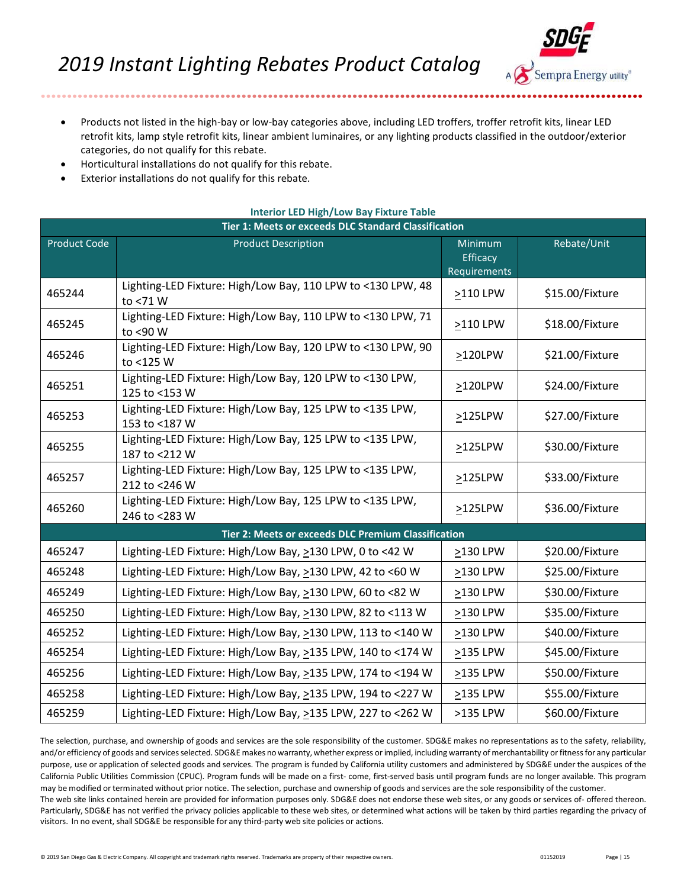- Products not listed in the high-bay or low-bay categories above, including LED troffers, troffer retrofit kits, linear LED retrofit kits, lamp style retrofit kits, linear ambient luminaires, or any lighting products classified in the outdoor/exterior categories, do not qualify for this rebate.
- Horticultural installations do not qualify for this rebate.
- Exterior installations do not qualify for this rebate.

**Interior LED High/Low Bay Fixture Table**

| Product Code | Product Description | Minimum Efficacy Requirements | Rebate/Unit |
|---|---|---|---|
| **Tier 1: Meets or exceeds DLC Standard Classification** | | | |
| 465244 | Lighting-LED Fixture: High/Low Bay, 110 LPW to <130 LPW, 48 to <71 W | ≥110 LPW | $15.00/Fixture |
| 465245 | Lighting-LED Fixture: High/Low Bay, 110 LPW to <130 LPW, 71 to <90 W | ≥110 LPW | $18.00/Fixture |
| 465246 | Lighting-LED Fixture: High/Low Bay, 120 LPW to <130 LPW, 90 to <125 W | ≥120LPW | $21.00/Fixture |
| 465251 | Lighting-LED Fixture: High/Low Bay, 120 LPW to <130 LPW, 125 to <153 W | ≥120LPW | $24.00/Fixture |
| 465253 | Lighting-LED Fixture: High/Low Bay, 125 LPW to <135 LPW, 153 to <187 W | ≥125LPW | $27.00/Fixture |
| 465255 | Lighting-LED Fixture: High/Low Bay, 125 LPW to <135 LPW, 187 to <212 W | ≥125LPW | $30.00/Fixture |
| 465257 | Lighting-LED Fixture: High/Low Bay, 125 LPW to <135 LPW, 212 to <246 W | ≥125LPW | $33.00/Fixture |
| 465260 | Lighting-LED Fixture: High/Low Bay, 125 LPW to <135 LPW, 246 to <283 W | ≥125LPW | $36.00/Fixture |
| **Tier 2: Meets or exceeds DLC Premium Classification** | | | |
| 465247 | Lighting-LED Fixture: High/Low Bay, ≥130 LPW, 0 to <42 W | ≥130 LPW | $20.00/Fixture |
| 465248 | Lighting-LED Fixture: High/Low Bay, ≥130 LPW, 42 to <60 W | ≥130 LPW | $25.00/Fixture |
| 465249 | Lighting-LED Fixture: High/Low Bay, ≥130 LPW, 60 to <82 W | ≥130 LPW | $30.00/Fixture |
| 465250 | Lighting-LED Fixture: High/Low Bay, ≥130 LPW, 82 to <113 W | ≥130 LPW | $35.00/Fixture |
| 465252 | Lighting-LED Fixture: High/Low Bay, ≥130 LPW, 113 to <140 W | ≥130 LPW | $40.00/Fixture |
| 465254 | Lighting-LED Fixture: High/Low Bay, ≥135 LPW, 140 to <174 W | ≥135 LPW | $45.00/Fixture |
| 465256 | Lighting-LED Fixture: High/Low Bay, ≥135 LPW, 174 to <194 W | ≥135 LPW | $50.00/Fixture |
| 465258 | Lighting-LED Fixture: High/Low Bay, ≥135 LPW, 194 to <227 W | ≥135 LPW | $55.00/Fixture |
| 465259 | Lighting-LED Fixture: High/Low Bay, ≥135 LPW, 227 to <262 W | >135 LPW | $60.00/Fixture |

The selection, purchase, and ownership of goods and services are the sole responsibility of the customer. SDG&E makes no representations as to the safety, reliability, and/or efficiency of goods and services selected. SDG&E makes no warranty, whether express or implied, including warranty of merchantability or fitness for any particular purpose, use or application of selected goods and services. The program is funded by California utility customers and administered by SDG&E under the auspices of the California Public Utilities Commission (CPUC). Program funds will be made on a first- come, first-served basis until program funds are no longer available. This program may be modified or terminated without prior notice. The selection, purchase and ownership of goods and services are the sole responsibility of the customer.

The web site links contained herein are provided for information purposes only. SDG&E does not endorse these web sites, or any goods or services of- offered thereon. Particularly, SDG&E has not verified the privacy policies applicable to these web sites, or determined what actions will be taken by third parties regarding the privacy of visitors. In no event, shall SDG&E be responsible for any third-party web site policies or actions.